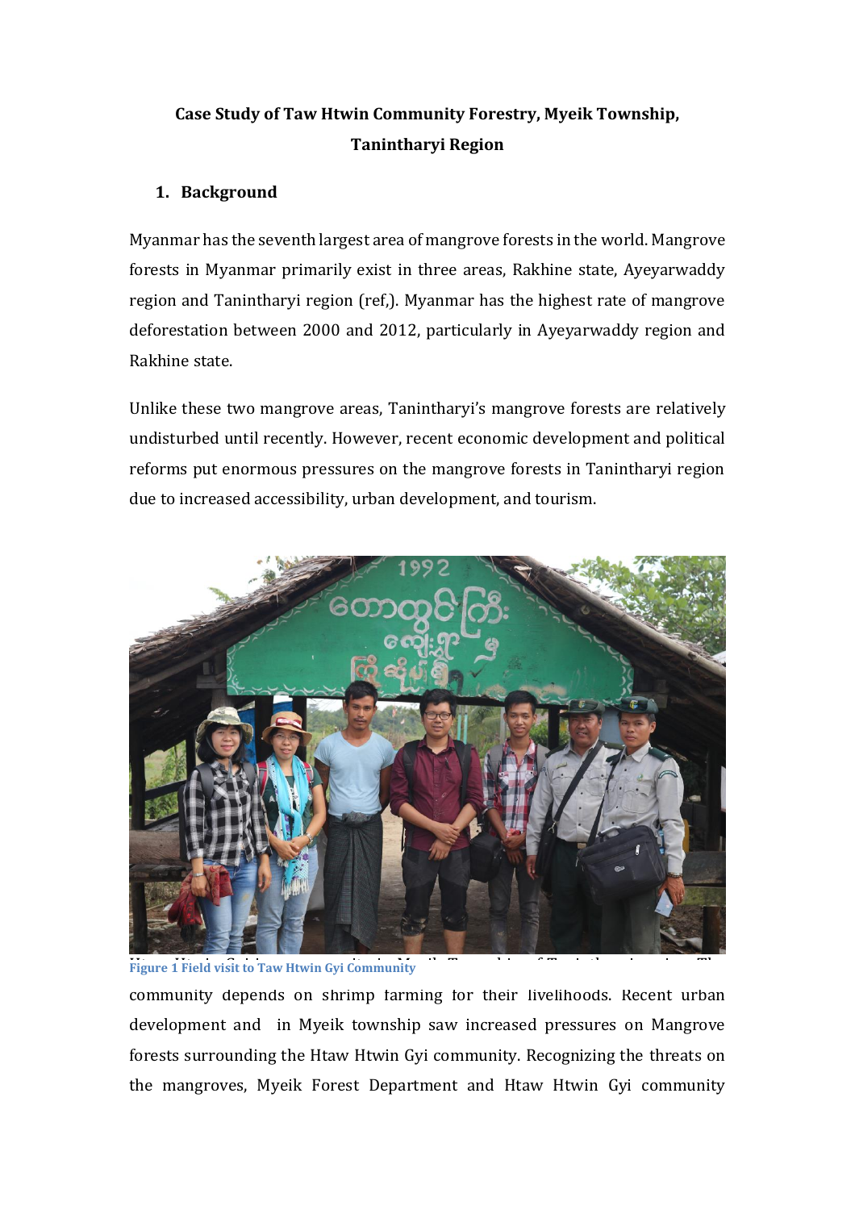**Case Study of Taw Htwin Community Forestry, Myeik Township, Tanintharyi Region**

## 1. Background

Myanmar has the seventh largest area of mangrove forests in the world. Mangrove forests in Myanmar primarily exist in three areas, Rakhine state, Ayeyarwaddy region and Tanintharyi region (ref,). Myanmar has the highest rate of mangrove deforestation between 2000 and 2012, particularly in Ayeyarwaddy region and Rakhine state.

Unlike these two mangrove areas, Tanintharyi's mangrove forests are relatively undisturbed until recently. However, recent economic development and political reforms put enormous pressures on the mangrove forests in Tanintharyi region due to increased accessibility, urban development, and tourism.

Figure 1 Field visit to Taw Htwin Gyi Community

community depends on shrimp farming for their livelihoods. Recent urban development and in Myeik township saw increased pressures on Mangrove forests surrounding the Htaw Htwin Gyi community. Recognizing the threats on the mangroves, Myeik Forest Department and Htaw Htwin Gyi community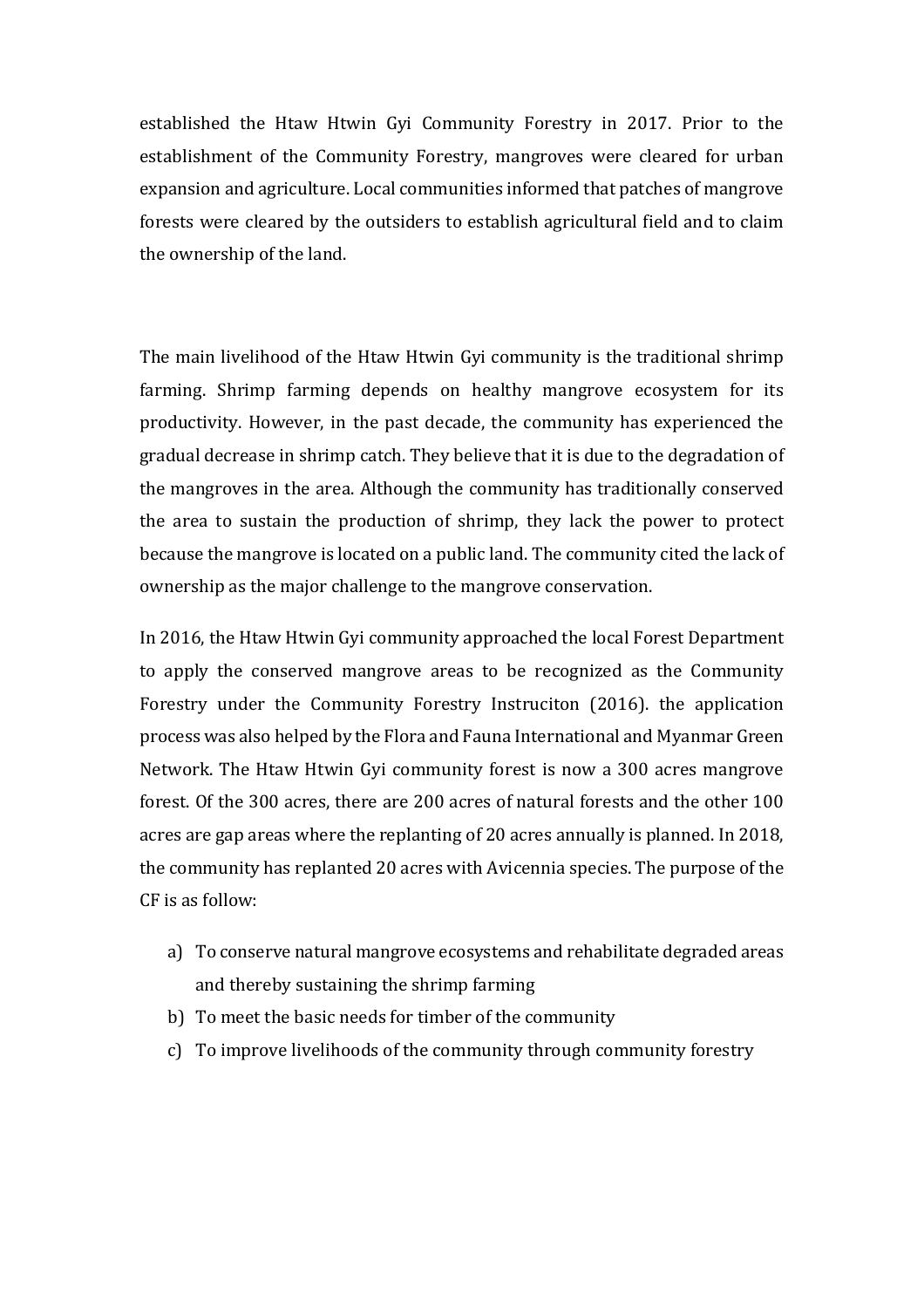established the Htaw Htwin Gyi Community Forestry in 2017. Prior to the establishment of the Community Forestry, mangroves were cleared for urban expansion and agriculture. Local communities informed that patches of mangrove forests were cleared by the outsiders to establish agricultural field and to claim the ownership of the land.

The main livelihood of the Htaw Htwin Gyi community is the traditional shrimp farming. Shrimp farming depends on healthy mangrove ecosystem for its productivity. However, in the past decade, the community has experienced the gradual decrease in shrimp catch. They believe that it is due to the degradation of the mangroves in the area. Although the community has traditionally conserved the area to sustain the production of shrimp, they lack the power to protect because the mangrove is located on a public land. The community cited the lack of ownership as the major challenge to the mangrove conservation.

In 2016, the Htaw Htwin Gyi community approached the local Forest Department to apply the conserved mangrove areas to be recognized as the Community Forestry under the Community Forestry Instruciton (2016). the application process was also helped by the Flora and Fauna International and Myanmar Green Network. The Htaw Htwin Gyi community forest is now a 300 acres mangrove forest. Of the 300 acres, there are 200 acres of natural forests and the other 100 acres are gap areas where the replanting of 20 acres annually is planned. In 2018, the community has replanted 20 acres with Avicennia species. The purpose of the CF is as follow:

a) To conserve natural mangrove ecosystems and rehabilitate degraded areas and thereby sustaining the shrimp farming
b) To meet the basic needs for timber of the community
c) To improve livelihoods of the community through community forestry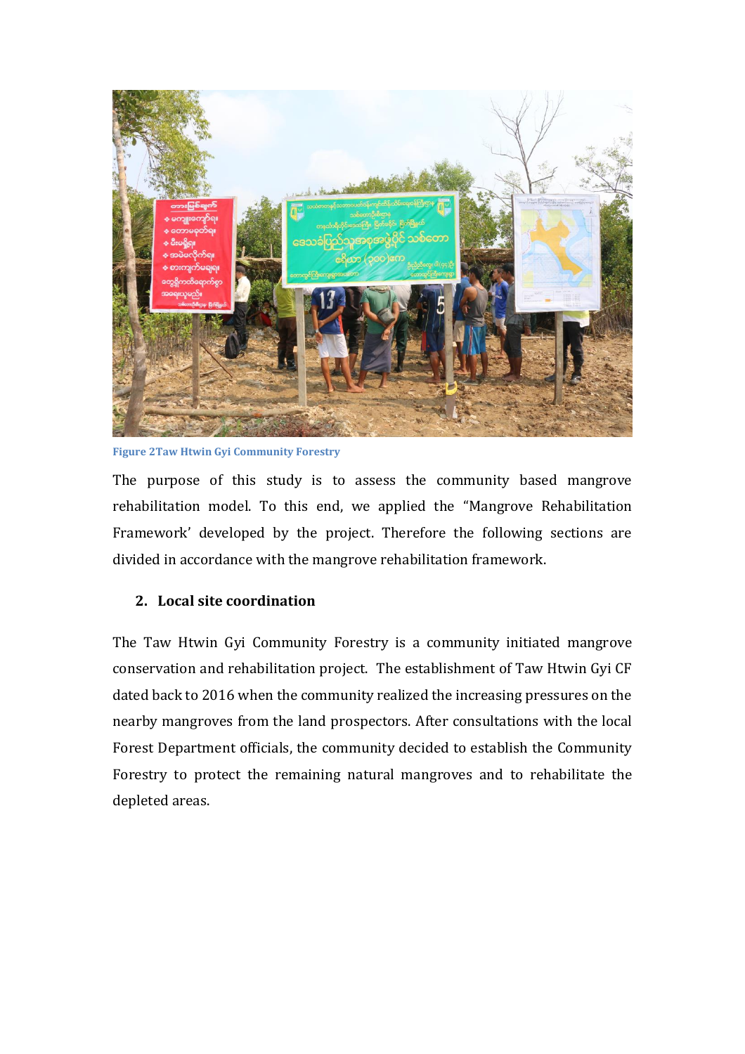Figure 2Taw Htwin Gyi Community Forestry

The purpose of this study is to assess the community based mangrove rehabilitation model. To this end, we applied the "Mangrove Rehabilitation Framework' developed by the project. Therefore the following sections are divided in accordance with the mangrove rehabilitation framework.

## 2. Local site coordination

The Taw Htwin Gyi Community Forestry is a community initiated mangrove conservation and rehabilitation project. The establishment of Taw Htwin Gyi CF dated back to 2016 when the community realized the increasing pressures on the nearby mangroves from the land prospectors. After consultations with the local Forest Department officials, the community decided to establish the Community Forestry to protect the remaining natural mangroves and to rehabilitate the depleted areas.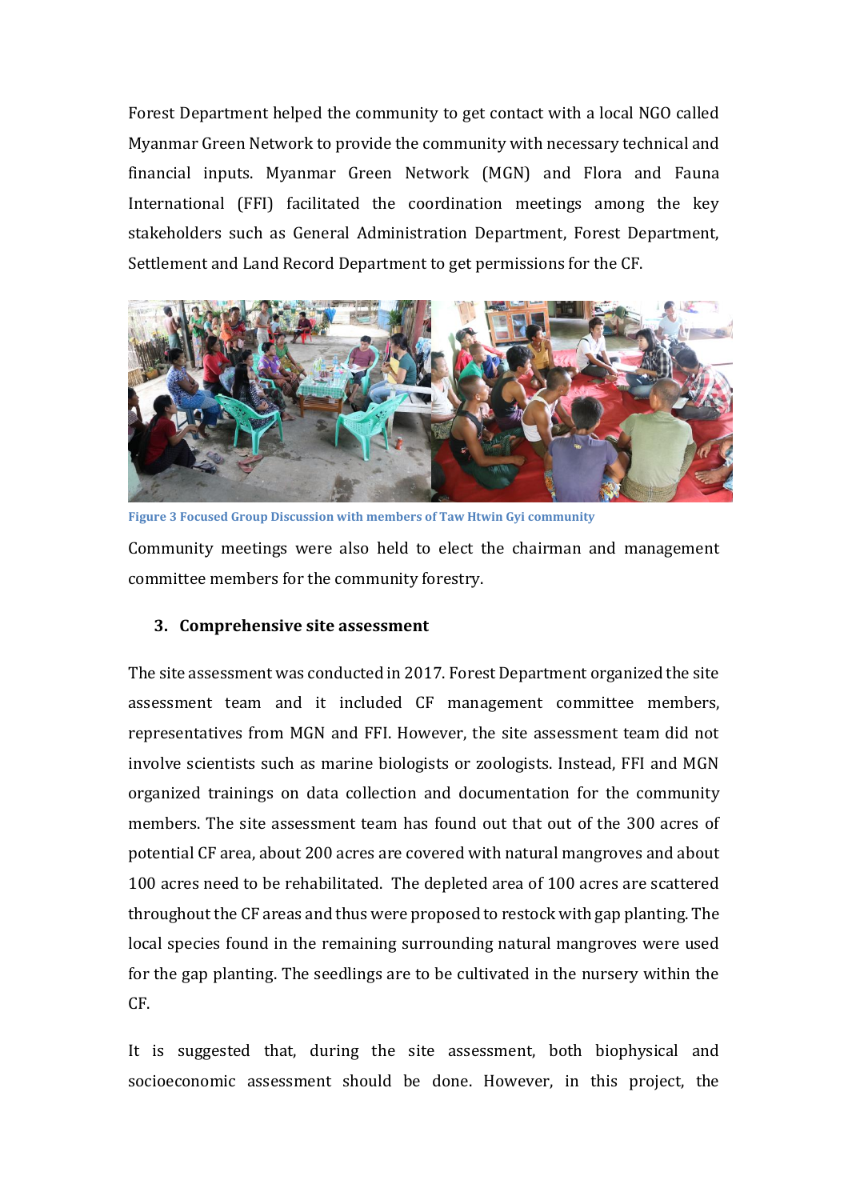Forest Department helped the community to get contact with a local NGO called Myanmar Green Network to provide the community with necessary technical and financial inputs. Myanmar Green Network (MGN) and Flora and Fauna International (FFI) facilitated the coordination meetings among the key stakeholders such as General Administration Department, Forest Department, Settlement and Land Record Department to get permissions for the CF.

**Figure 3 Focused Group Discussion with members of Taw Htwin Gyi community**

Community meetings were also held to elect the chairman and management committee members for the community forestry.

### 3. Comprehensive site assessment

The site assessment was conducted in 2017. Forest Department organized the site assessment team and it included CF management committee members, representatives from MGN and FFI. However, the site assessment team did not involve scientists such as marine biologists or zoologists. Instead, FFI and MGN organized trainings on data collection and documentation for the community members. The site assessment team has found out that out of the 300 acres of potential CF area, about 200 acres are covered with natural mangroves and about 100 acres need to be rehabilitated. The depleted area of 100 acres are scattered throughout the CF areas and thus were proposed to restock with gap planting. The local species found in the remaining surrounding natural mangroves were used for the gap planting. The seedlings are to be cultivated in the nursery within the CF.

It is suggested that, during the site assessment, both biophysical and socioeconomic assessment should be done. However, in this project, the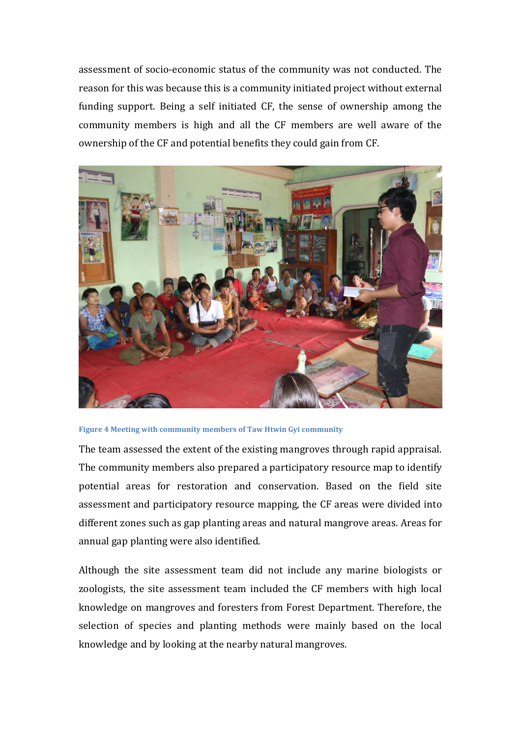assessment of socio-economic status of the community was not conducted. The reason for this was because this is a community initiated project without external funding support. Being a self initiated CF, the sense of ownership among the community members is high and all the CF members are well aware of the ownership of the CF and potential benefits they could gain from CF.

**Figure 4 Meeting with community members of Taw Htwin Gyi community**

The team assessed the extent of the existing mangroves through rapid appraisal. The community members also prepared a participatory resource map to identify potential areas for restoration and conservation. Based on the field site assessment and participatory resource mapping, the CF areas were divided into different zones such as gap planting areas and natural mangrove areas. Areas for annual gap planting were also identified.

Although the site assessment team did not include any marine biologists or zoologists, the site assessment team included the CF members with high local knowledge on mangroves and foresters from Forest Department. Therefore, the selection of species and planting methods were mainly based on the local knowledge and by looking at the nearby natural mangroves.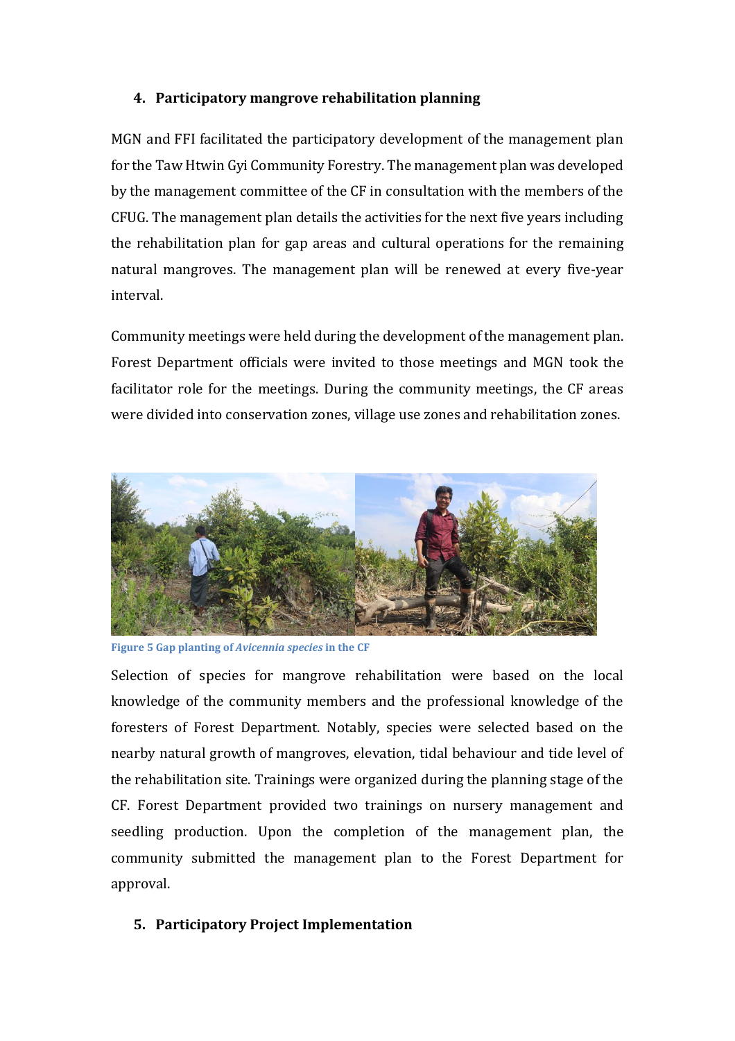## 4. Participatory mangrove rehabilitation planning

MGN and FFI facilitated the participatory development of the management plan for the Taw Htwin Gyi Community Forestry. The management plan was developed by the management committee of the CF in consultation with the members of the CFUG. The management plan details the activities for the next five years including the rehabilitation plan for gap areas and cultural operations for the remaining natural mangroves. The management plan will be renewed at every five-year interval.

Community meetings were held during the development of the management plan. Forest Department officials were invited to those meetings and MGN took the facilitator role for the meetings. During the community meetings, the CF areas were divided into conservation zones, village use zones and rehabilitation zones.

**Figure 5 Gap planting of *Avicennia species* in the CF**

Selection of species for mangrove rehabilitation were based on the local knowledge of the community members and the professional knowledge of the foresters of Forest Department. Notably, species were selected based on the nearby natural growth of mangroves, elevation, tidal behaviour and tide level of the rehabilitation site. Trainings were organized during the planning stage of the CF. Forest Department provided two trainings on nursery management and seedling production. Upon the completion of the management plan, the community submitted the management plan to the Forest Department for approval.

## 5. Participatory Project Implementation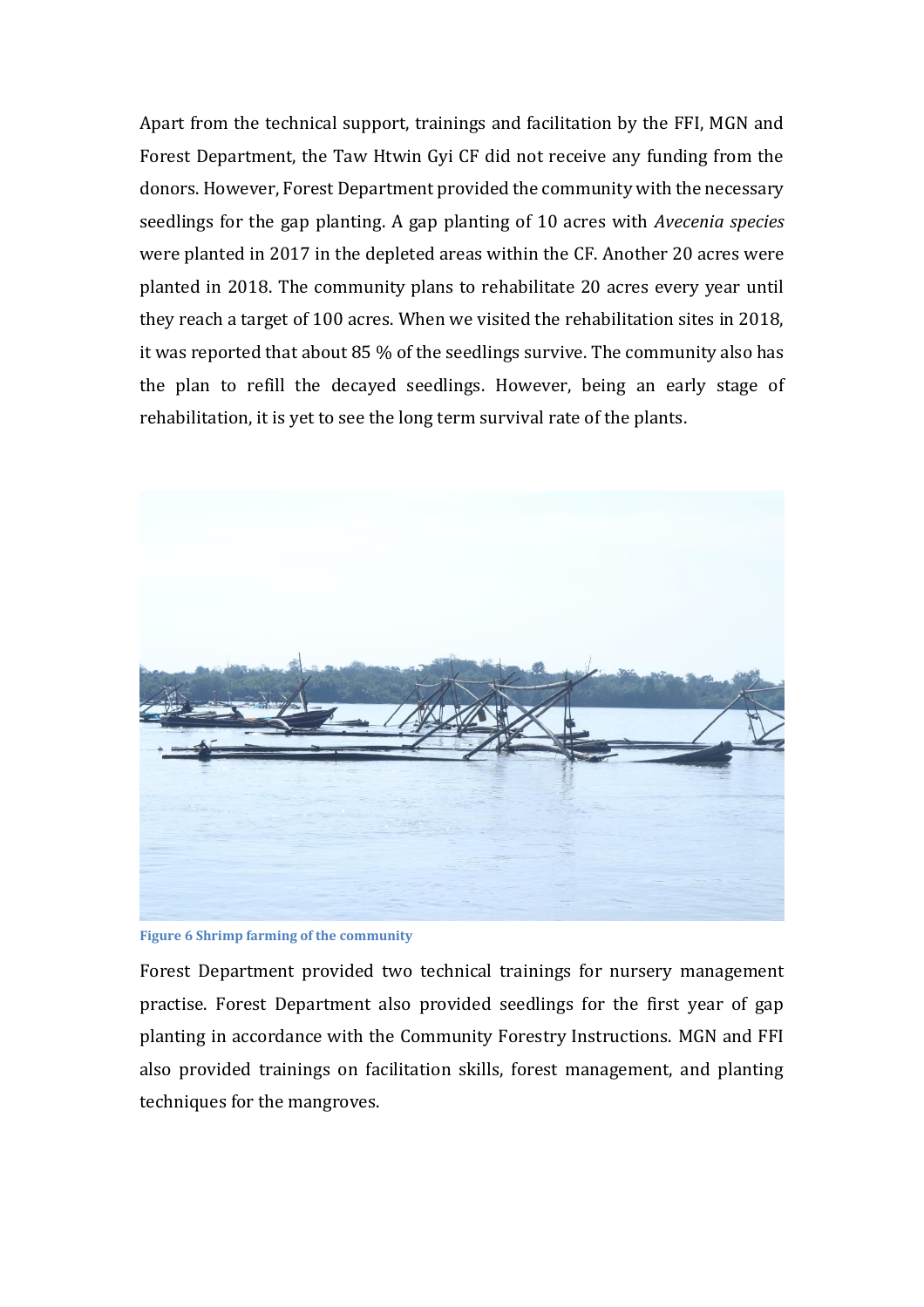Apart from the technical support, trainings and facilitation by the FFI, MGN and Forest Department, the Taw Htwin Gyi CF did not receive any funding from the donors. However, Forest Department provided the community with the necessary seedlings for the gap planting. A gap planting of 10 acres with *Avecenia species* were planted in 2017 in the depleted areas within the CF. Another 20 acres were planted in 2018. The community plans to rehabilitate 20 acres every year until they reach a target of 100 acres. When we visited the rehabilitation sites in 2018, it was reported that about 85 % of the seedlings survive. The community also has the plan to refill the decayed seedlings. However, being an early stage of rehabilitation, it is yet to see the long term survival rate of the plants.

**Figure 6 Shrimp farming of the community**

Forest Department provided two technical trainings for nursery management practise. Forest Department also provided seedlings for the first year of gap planting in accordance with the Community Forestry Instructions. MGN and FFI also provided trainings on facilitation skills, forest management, and planting techniques for the mangroves.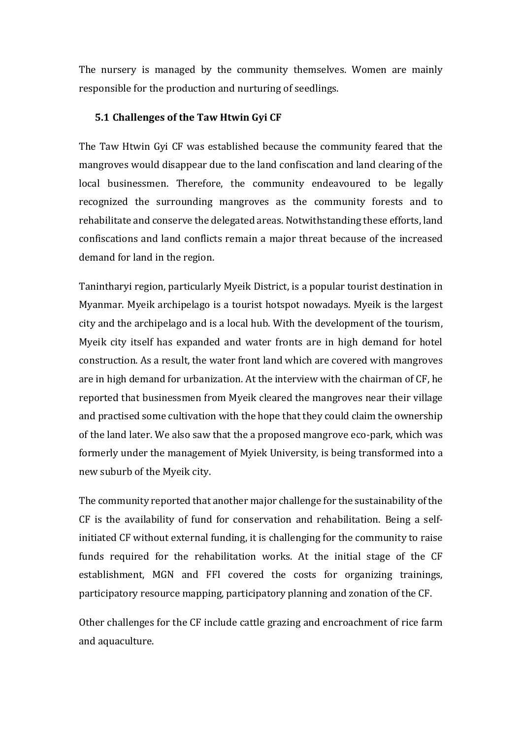The nursery is managed by the community themselves. Women are mainly responsible for the production and nurturing of seedlings.

## 5.1 Challenges of the Taw Htwin Gyi CF

The Taw Htwin Gyi CF was established because the community feared that the mangroves would disappear due to the land confiscation and land clearing of the local businessmen. Therefore, the community endeavoured to be legally recognized the surrounding mangroves as the community forests and to rehabilitate and conserve the delegated areas. Notwithstanding these efforts, land confiscations and land conflicts remain a major threat because of the increased demand for land in the region.

Tanintharyi region, particularly Myeik District, is a popular tourist destination in Myanmar. Myeik archipelago is a tourist hotspot nowadays. Myeik is the largest city and the archipelago and is a local hub. With the development of the tourism, Myeik city itself has expanded and water fronts are in high demand for hotel construction. As a result, the water front land which are covered with mangroves are in high demand for urbanization. At the interview with the chairman of CF, he reported that businessmen from Myeik cleared the mangroves near their village and practised some cultivation with the hope that they could claim the ownership of the land later. We also saw that the a proposed mangrove eco-park, which was formerly under the management of Myiek University, is being transformed into a new suburb of the Myeik city.

The community reported that another major challenge for the sustainability of the CF is the availability of fund for conservation and rehabilitation. Being a self-initiated CF without external funding, it is challenging for the community to raise funds required for the rehabilitation works. At the initial stage of the CF establishment, MGN and FFI covered the costs for organizing trainings, participatory resource mapping, participatory planning and zonation of the CF.

Other challenges for the CF include cattle grazing and encroachment of rice farm and aquaculture.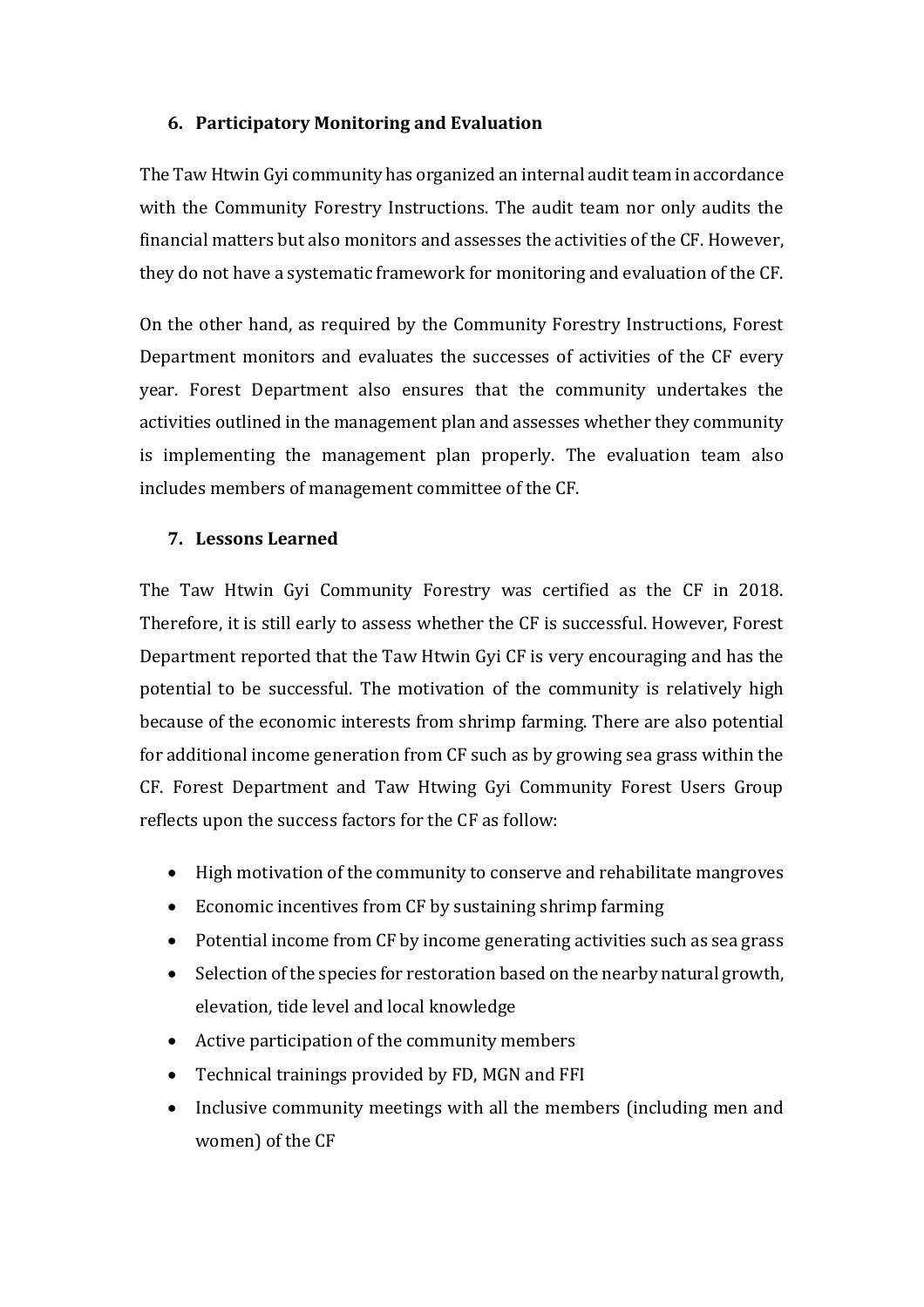## 6. Participatory Monitoring and Evaluation

The Taw Htwin Gyi community has organized an internal audit team in accordance with the Community Forestry Instructions. The audit team nor only audits the financial matters but also monitors and assesses the activities of the CF. However, they do not have a systematic framework for monitoring and evaluation of the CF.

On the other hand, as required by the Community Forestry Instructions, Forest Department monitors and evaluates the successes of activities of the CF every year. Forest Department also ensures that the community undertakes the activities outlined in the management plan and assesses whether they community is implementing the management plan properly. The evaluation team also includes members of management committee of the CF.

## 7. Lessons Learned

The Taw Htwin Gyi Community Forestry was certified as the CF in 2018. Therefore, it is still early to assess whether the CF is successful. However, Forest Department reported that the Taw Htwin Gyi CF is very encouraging and has the potential to be successful. The motivation of the community is relatively high because of the economic interests from shrimp farming. There are also potential for additional income generation from CF such as by growing sea grass within the CF. Forest Department and Taw Htwing Gyi Community Forest Users Group reflects upon the success factors for the CF as follow:

- High motivation of the community to conserve and rehabilitate mangroves
- Economic incentives from CF by sustaining shrimp farming
- Potential income from CF by income generating activities such as sea grass
- Selection of the species for restoration based on the nearby natural growth, elevation, tide level and local knowledge
- Active participation of the community members
- Technical trainings provided by FD, MGN and FFI
- Inclusive community meetings with all the members (including men and women) of the CF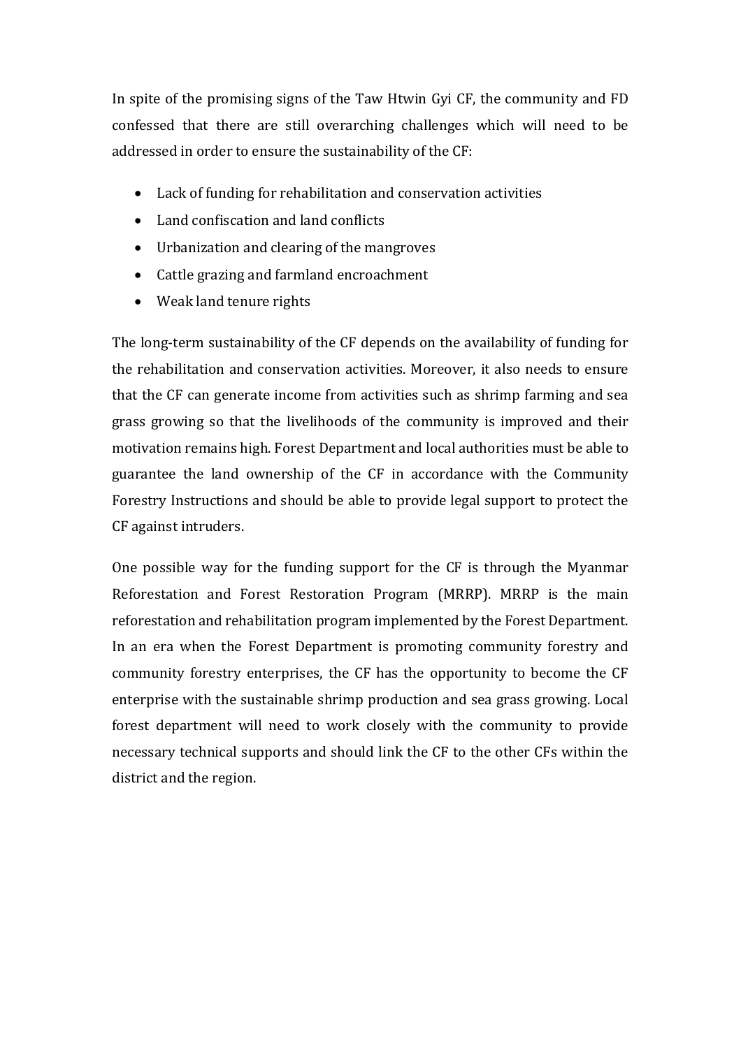In spite of the promising signs of the Taw Htwin Gyi CF, the community and FD confessed that there are still overarching challenges which will need to be addressed in order to ensure the sustainability of the CF:

- Lack of funding for rehabilitation and conservation activities
- Land confiscation and land conflicts
- Urbanization and clearing of the mangroves
- Cattle grazing and farmland encroachment
- Weak land tenure rights

The long-term sustainability of the CF depends on the availability of funding for the rehabilitation and conservation activities. Moreover, it also needs to ensure that the CF can generate income from activities such as shrimp farming and sea grass growing so that the livelihoods of the community is improved and their motivation remains high. Forest Department and local authorities must be able to guarantee the land ownership of the CF in accordance with the Community Forestry Instructions and should be able to provide legal support to protect the CF against intruders.

One possible way for the funding support for the CF is through the Myanmar Reforestation and Forest Restoration Program (MRRP). MRRP is the main reforestation and rehabilitation program implemented by the Forest Department. In an era when the Forest Department is promoting community forestry and community forestry enterprises, the CF has the opportunity to become the CF enterprise with the sustainable shrimp production and sea grass growing. Local forest department will need to work closely with the community to provide necessary technical supports and should link the CF to the other CFs within the district and the region.